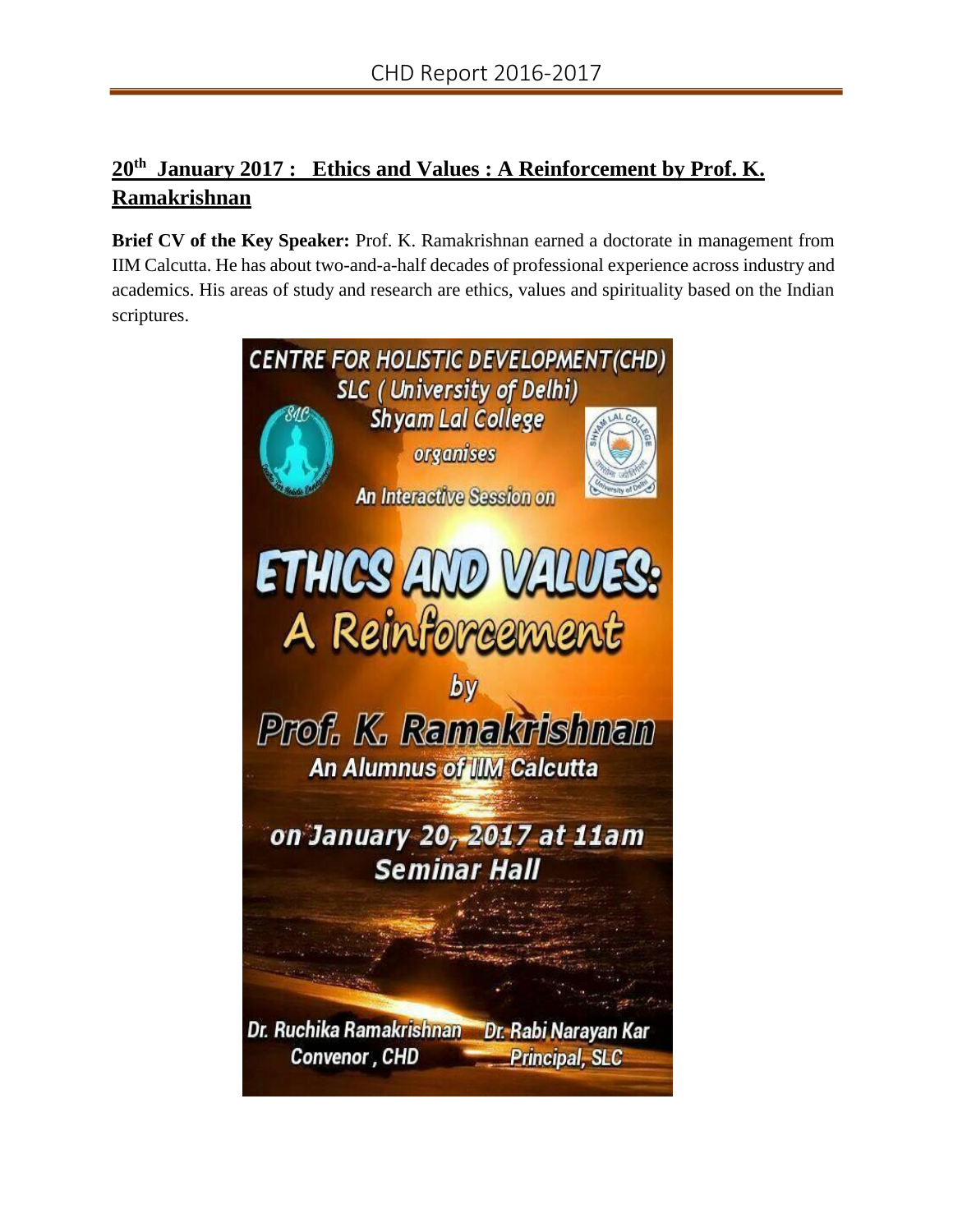## 20th January 2017 : Ethics and Values : A Reinforcement by Prof. K. Ramakrishnan

**Brief CV of the Key Speaker:** Prof. K. Ramakrishnan earned a doctorate in management from IIM Calcutta. He has about two-and-a-half decades of professional experience across industry and academics. His areas of study and research are ethics, values and spirituality based on the Indian scriptures.

CENTRE FOR HOLISTIC DEVELOPMENT(CHD)
SLC ( University of Delhi)
Shyam Lal College
organises
An Interactive Session on

**ETHICS AND VALUES: A Reinforcement**

by

**Prof. K. Ramakrishnan**
An Alumnus of IIM Calcutta

on January 20, 2017 at 11am
Seminar Hall

Dr. Ruchika Ramakrishnan
Convenor, CHD

Dr. Rabi Narayan Kar
Principal, SLC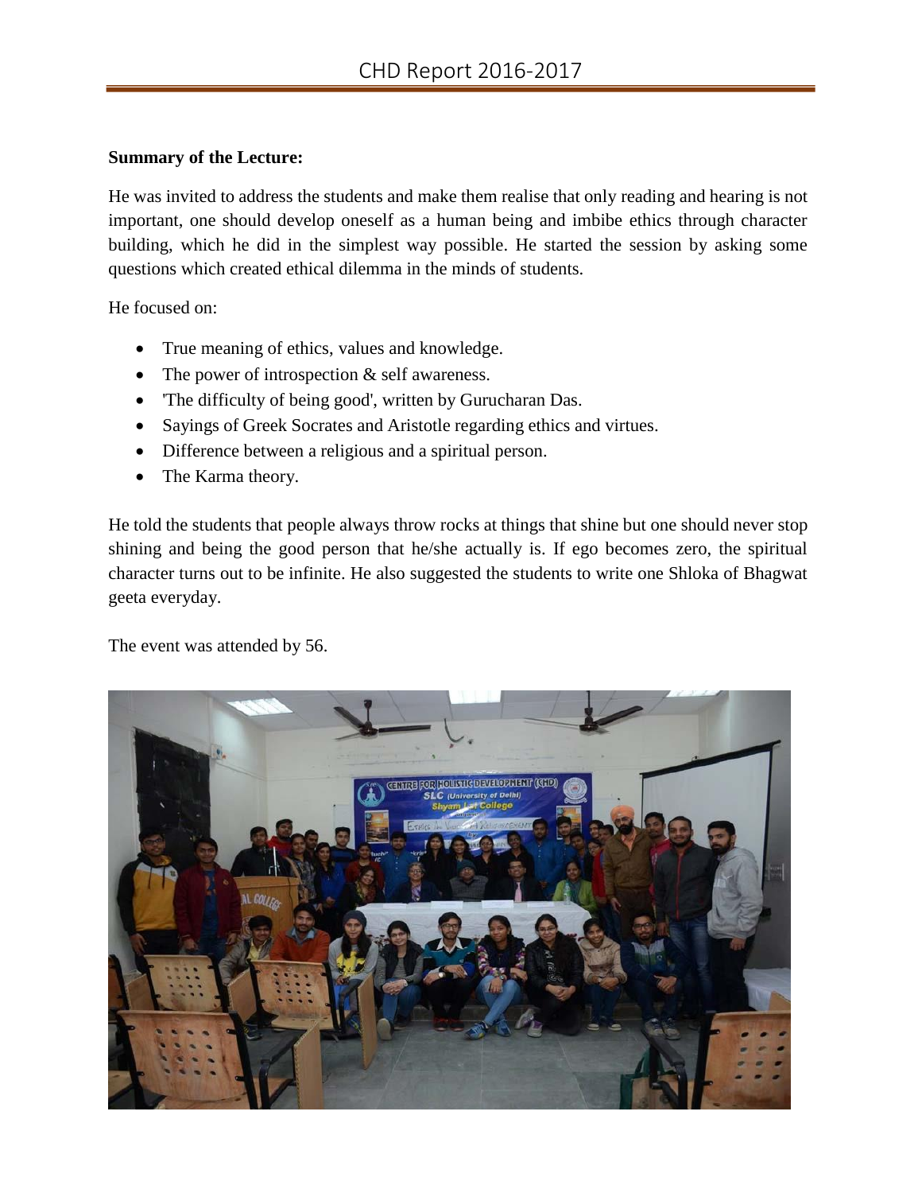**Summary of the Lecture:**

He was invited to address the students and make them realise that only reading and hearing is not important, one should develop oneself as a human being and imbibe ethics through character building, which he did in the simplest way possible. He started the session by asking some questions which created ethical dilemma in the minds of students.

He focused on:

- True meaning of ethics, values and knowledge.
- The power of introspection & self awareness.
- 'The difficulty of being good', written by Gurucharan Das.
- Sayings of Greek Socrates and Aristotle regarding ethics and virtues.
- Difference between a religious and a spiritual person.
- The Karma theory.

He told the students that people always throw rocks at things that shine but one should never stop shining and being the good person that he/she actually is. If ego becomes zero, the spiritual character turns out to be infinite. He also suggested the students to write one Shloka of Bhagwat geeta everyday.

The event was attended by 56.